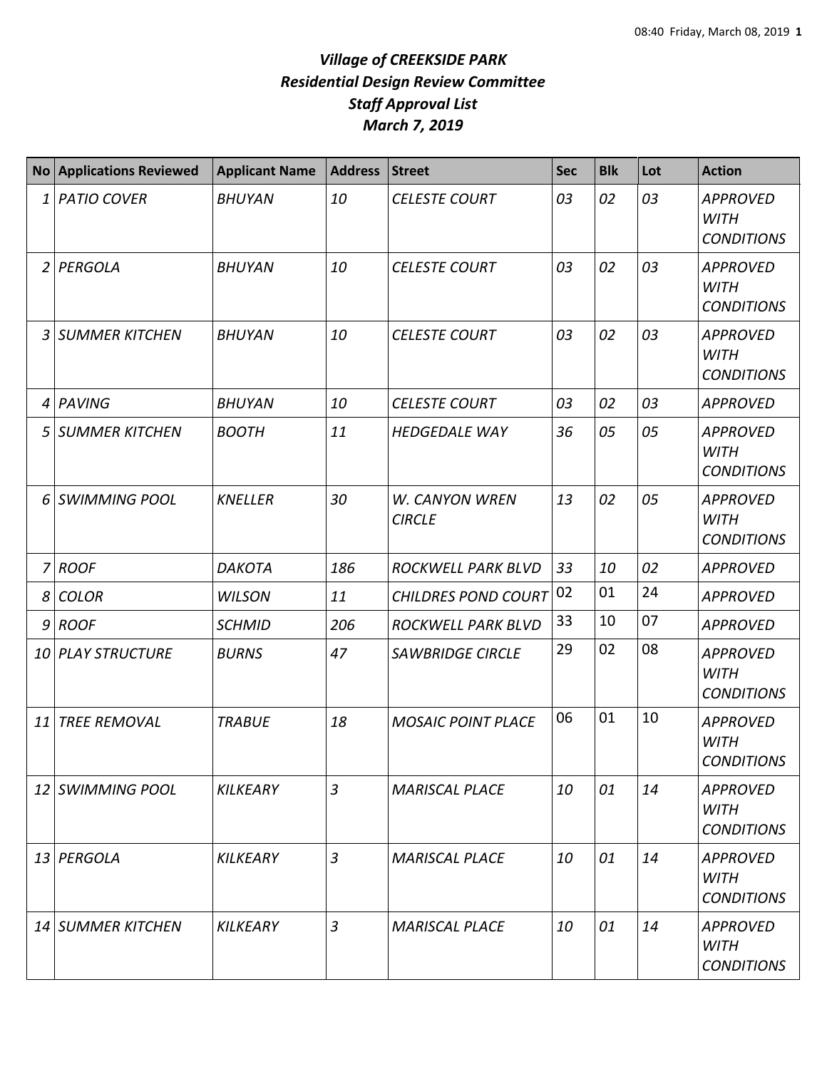# *Village of CREEKSIDE PARK*
## *Residential Design Review Committee*
## *Staff Approval List*
## *March 7, 2019*

| No | Applications Reviewed | Applicant Name | Address | Street | Sec | Blk | Lot | Action |
|---|---|---|---|---|---|---|---|---|
| 1 | PATIO COVER | BHUYAN | 10 | CELESTE COURT | 03 | 02 | 03 | APPROVED WITH CONDITIONS |
| 2 | PERGOLA | BHUYAN | 10 | CELESTE COURT | 03 | 02 | 03 | APPROVED WITH CONDITIONS |
| 3 | SUMMER KITCHEN | BHUYAN | 10 | CELESTE COURT | 03 | 02 | 03 | APPROVED WITH CONDITIONS |
| 4 | PAVING | BHUYAN | 10 | CELESTE COURT | 03 | 02 | 03 | APPROVED |
| 5 | SUMMER KITCHEN | BOOTH | 11 | HEDGEDALE WAY | 36 | 05 | 05 | APPROVED WITH CONDITIONS |
| 6 | SWIMMING POOL | KNELLER | 30 | W. CANYON WREN CIRCLE | 13 | 02 | 05 | APPROVED WITH CONDITIONS |
| 7 | ROOF | DAKOTA | 186 | ROCKWELL PARK BLVD | 33 | 10 | 02 | APPROVED |
| 8 | COLOR | WILSON | 11 | CHILDRES POND COURT | 02 | 01 | 24 | APPROVED |
| 9 | ROOF | SCHMID | 206 | ROCKWELL PARK BLVD | 33 | 10 | 07 | APPROVED |
| 10 | PLAY STRUCTURE | BURNS | 47 | SAWBRIDGE CIRCLE | 29 | 02 | 08 | APPROVED WITH CONDITIONS |
| 11 | TREE REMOVAL | TRABUE | 18 | MOSAIC POINT PLACE | 06 | 01 | 10 | APPROVED WITH CONDITIONS |
| 12 | SWIMMING POOL | KILKEARY | 3 | MARISCAL PLACE | 10 | 01 | 14 | APPROVED WITH CONDITIONS |
| 13 | PERGOLA | KILKEARY | 3 | MARISCAL PLACE | 10 | 01 | 14 | APPROVED WITH CONDITIONS |
| 14 | SUMMER KITCHEN | KILKEARY | 3 | MARISCAL PLACE | 10 | 01 | 14 | APPROVED WITH CONDITIONS |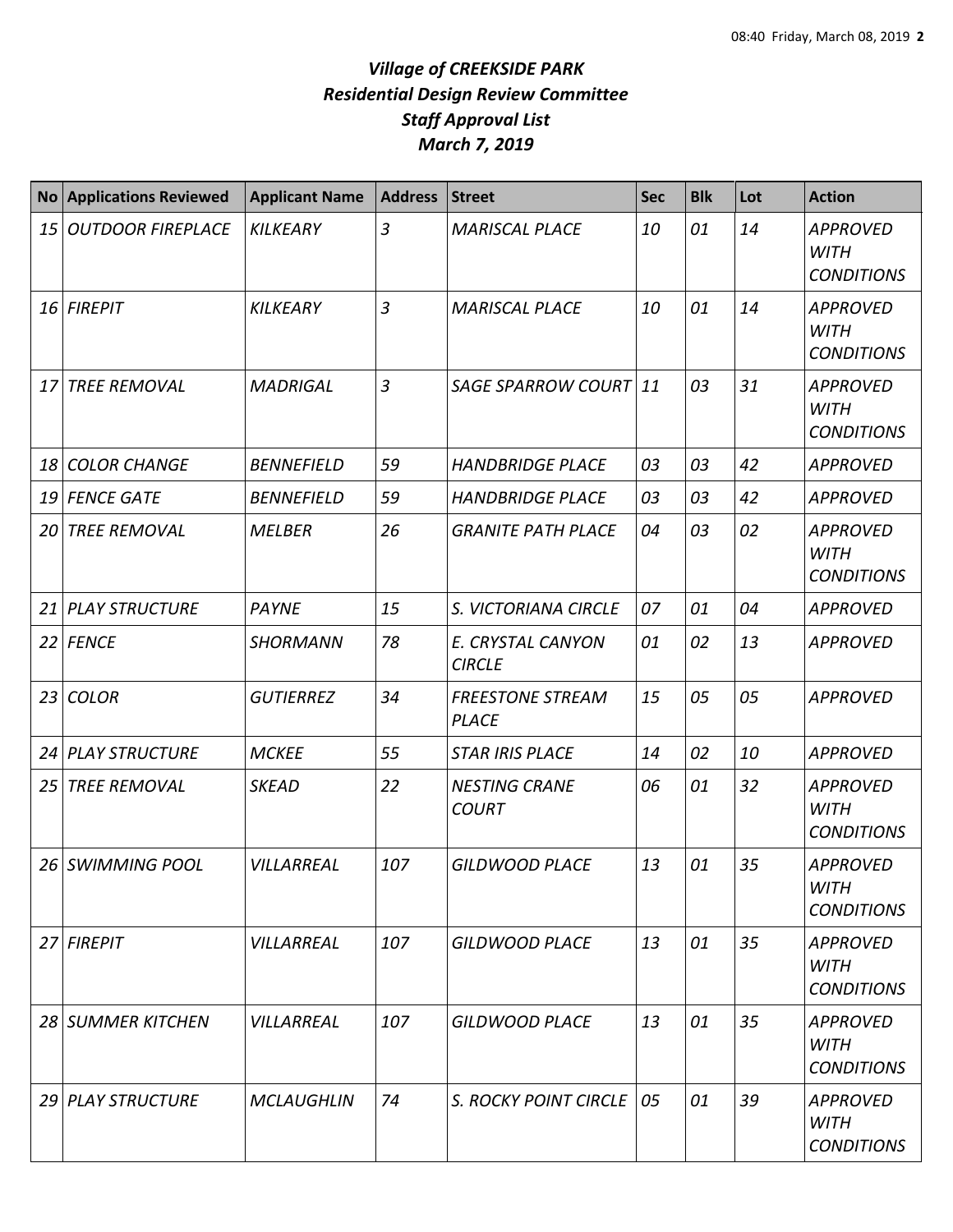# *Village of CREEKSIDE PARK*
## *Residential Design Review Committee*
## *Staff Approval List*
## *March 7, 2019*

| No | Applications Reviewed | Applicant Name | Address | Street | Sec | Blk | Lot | Action |
|---|---|---|---|---|---|---|---|---|
| 15 | OUTDOOR FIREPLACE | KILKEARY | 3 | MARISCAL PLACE | 10 | 01 | 14 | APPROVED WITH CONDITIONS |
| 16 | FIREPIT | KILKEARY | 3 | MARISCAL PLACE | 10 | 01 | 14 | APPROVED WITH CONDITIONS |
| 17 | TREE REMOVAL | MADRIGAL | 3 | SAGE SPARROW COURT | 11 | 03 | 31 | APPROVED WITH CONDITIONS |
| 18 | COLOR CHANGE | BENNEFIELD | 59 | HANDBRIDGE PLACE | 03 | 03 | 42 | APPROVED |
| 19 | FENCE GATE | BENNEFIELD | 59 | HANDBRIDGE PLACE | 03 | 03 | 42 | APPROVED |
| 20 | TREE REMOVAL | MELBER | 26 | GRANITE PATH PLACE | 04 | 03 | 02 | APPROVED WITH CONDITIONS |
| 21 | PLAY STRUCTURE | PAYNE | 15 | S. VICTORIANA CIRCLE | 07 | 01 | 04 | APPROVED |
| 22 | FENCE | SHORMANN | 78 | E. CRYSTAL CANYON CIRCLE | 01 | 02 | 13 | APPROVED |
| 23 | COLOR | GUTIERREZ | 34 | FREESTONE STREAM PLACE | 15 | 05 | 05 | APPROVED |
| 24 | PLAY STRUCTURE | MCKEE | 55 | STAR IRIS PLACE | 14 | 02 | 10 | APPROVED |
| 25 | TREE REMOVAL | SKEAD | 22 | NESTING CRANE COURT | 06 | 01 | 32 | APPROVED WITH CONDITIONS |
| 26 | SWIMMING POOL | VILLARREAL | 107 | GILDWOOD PLACE | 13 | 01 | 35 | APPROVED WITH CONDITIONS |
| 27 | FIREPIT | VILLARREAL | 107 | GILDWOOD PLACE | 13 | 01 | 35 | APPROVED WITH CONDITIONS |
| 28 | SUMMER KITCHEN | VILLARREAL | 107 | GILDWOOD PLACE | 13 | 01 | 35 | APPROVED WITH CONDITIONS |
| 29 | PLAY STRUCTURE | MCLAUGHLIN | 74 | S. ROCKY POINT CIRCLE | 05 | 01 | 39 | APPROVED WITH CONDITIONS |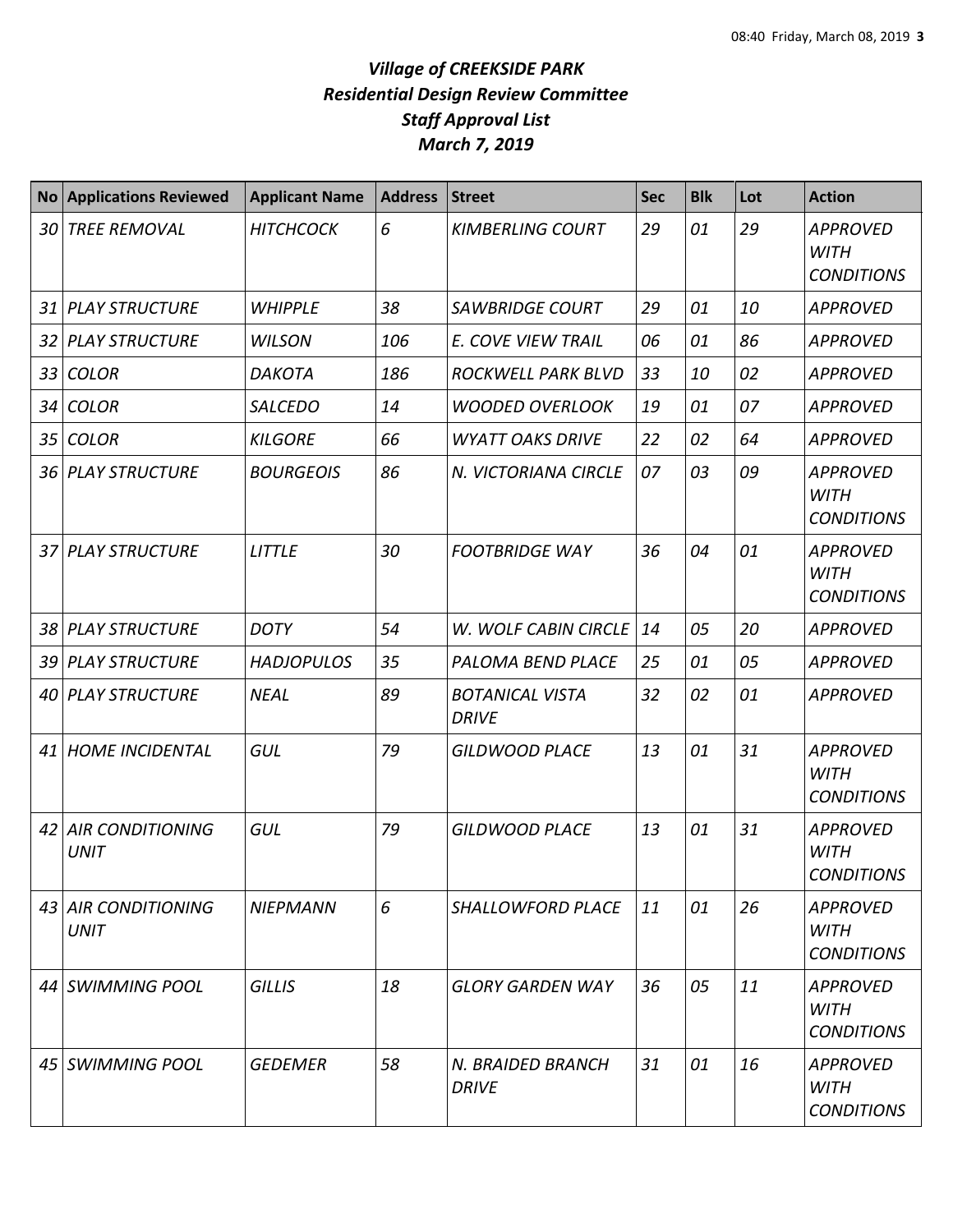# *Village of CREEKSIDE PARK*
## *Residential Design Review Committee*
## *Staff Approval List*
## *March 7, 2019*

| No | Applications Reviewed | Applicant Name | Address | Street | Sec | Blk | Lot | Action |
|---|---|---|---|---|---|---|---|---|
| *30* | *TREE REMOVAL* | *HITCHCOCK* | *6* | *KIMBERLING COURT* | *29* | *01* | *29* | *APPROVED WITH CONDITIONS* |
| *31* | *PLAY STRUCTURE* | *WHIPPLE* | *38* | *SAWBRIDGE COURT* | *29* | *01* | *10* | *APPROVED* |
| *32* | *PLAY STRUCTURE* | *WILSON* | *106* | *E. COVE VIEW TRAIL* | *06* | *01* | *86* | *APPROVED* |
| *33* | *COLOR* | *DAKOTA* | *186* | *ROCKWELL PARK BLVD* | *33* | *10* | *02* | *APPROVED* |
| *34* | *COLOR* | *SALCEDO* | *14* | *WOODED OVERLOOK* | *19* | *01* | *07* | *APPROVED* |
| *35* | *COLOR* | *KILGORE* | *66* | *WYATT OAKS DRIVE* | *22* | *02* | *64* | *APPROVED* |
| *36* | *PLAY STRUCTURE* | *BOURGEOIS* | *86* | *N. VICTORIANA CIRCLE* | *07* | *03* | *09* | *APPROVED WITH CONDITIONS* |
| *37* | *PLAY STRUCTURE* | *LITTLE* | *30* | *FOOTBRIDGE WAY* | *36* | *04* | *01* | *APPROVED WITH CONDITIONS* |
| *38* | *PLAY STRUCTURE* | *DOTY* | *54* | *W. WOLF CABIN CIRCLE* | *14* | *05* | *20* | *APPROVED* |
| *39* | *PLAY STRUCTURE* | *HADJOPULOS* | *35* | *PALOMA BEND PLACE* | *25* | *01* | *05* | *APPROVED* |
| *40* | *PLAY STRUCTURE* | *NEAL* | *89* | *BOTANICAL VISTA DRIVE* | *32* | *02* | *01* | *APPROVED* |
| *41* | *HOME INCIDENTAL* | *GUL* | *79* | *GILDWOOD PLACE* | *13* | *01* | *31* | *APPROVED WITH CONDITIONS* |
| *42* | *AIR CONDITIONING UNIT* | *GUL* | *79* | *GILDWOOD PLACE* | *13* | *01* | *31* | *APPROVED WITH CONDITIONS* |
| *43* | *AIR CONDITIONING UNIT* | *NIEPMANN* | *6* | *SHALLOWFORD PLACE* | *11* | *01* | *26* | *APPROVED WITH CONDITIONS* |
| *44* | *SWIMMING POOL* | *GILLIS* | *18* | *GLORY GARDEN WAY* | *36* | *05* | *11* | *APPROVED WITH CONDITIONS* |
| *45* | *SWIMMING POOL* | *GEDEMER* | *58* | *N. BRAIDED BRANCH DRIVE* | *31* | *01* | *16* | *APPROVED WITH CONDITIONS* |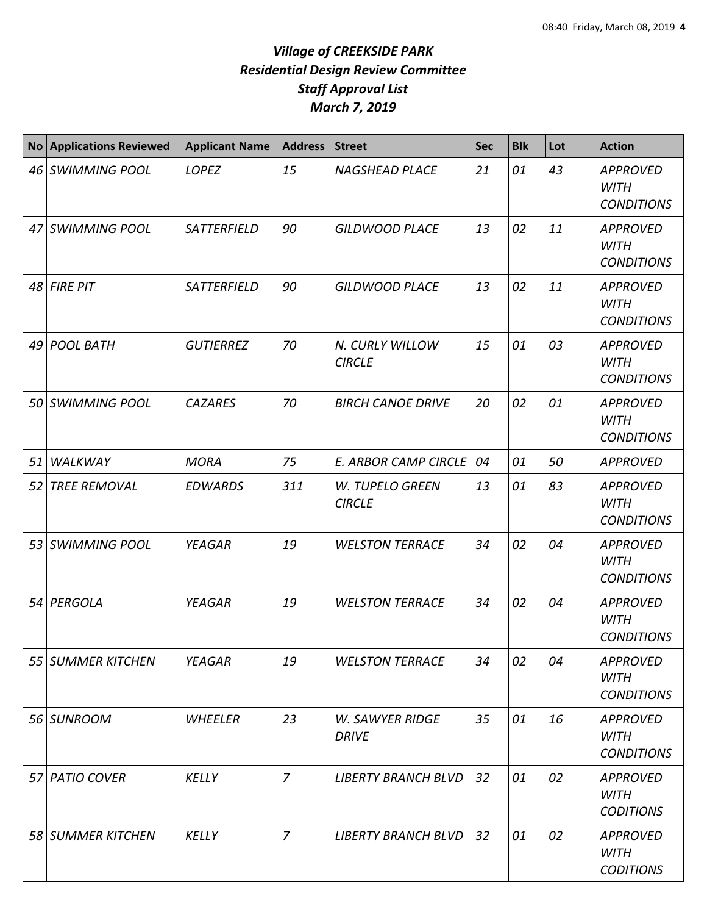# *Village of CREEKSIDE PARK*
## *Residential Design Review Committee*
## *Staff Approval List*
## *March 7, 2019*

| No | Applications Reviewed | Applicant Name | Address | Street | Sec | Blk | Lot | Action |
|---|---|---|---|---|---|---|---|---|
| 46 | *SWIMMING POOL* | *LOPEZ* | *15* | *NAGSHEAD PLACE* | *21* | *01* | *43* | *APPROVED WITH CONDITIONS* |
| 47 | *SWIMMING POOL* | *SATTERFIELD* | *90* | *GILDWOOD PLACE* | *13* | *02* | *11* | *APPROVED WITH CONDITIONS* |
| 48 | *FIRE PIT* | *SATTERFIELD* | *90* | *GILDWOOD PLACE* | *13* | *02* | *11* | *APPROVED WITH CONDITIONS* |
| 49 | *POOL BATH* | *GUTIERREZ* | *70* | *N. CURLY WILLOW CIRCLE* | *15* | *01* | *03* | *APPROVED WITH CONDITIONS* |
| 50 | *SWIMMING POOL* | *CAZARES* | *70* | *BIRCH CANOE DRIVE* | *20* | *02* | *01* | *APPROVED WITH CONDITIONS* |
| 51 | *WALKWAY* | *MORA* | *75* | *E. ARBOR CAMP CIRCLE* | *04* | *01* | *50* | *APPROVED* |
| 52 | *TREE REMOVAL* | *EDWARDS* | *311* | *W. TUPELO GREEN CIRCLE* | *13* | *01* | *83* | *APPROVED WITH CONDITIONS* |
| 53 | *SWIMMING POOL* | *YEAGAR* | *19* | *WELSTON TERRACE* | *34* | *02* | *04* | *APPROVED WITH CONDITIONS* |
| 54 | *PERGOLA* | *YEAGAR* | *19* | *WELSTON TERRACE* | *34* | *02* | *04* | *APPROVED WITH CONDITIONS* |
| 55 | *SUMMER KITCHEN* | *YEAGAR* | *19* | *WELSTON TERRACE* | *34* | *02* | *04* | *APPROVED WITH CONDITIONS* |
| 56 | *SUNROOM* | *WHEELER* | *23* | *W. SAWYER RIDGE DRIVE* | *35* | *01* | *16* | *APPROVED WITH CONDITIONS* |
| 57 | *PATIO COVER* | *KELLY* | *7* | *LIBERTY BRANCH BLVD* | *32* | *01* | *02* | *APPROVED WITH CODITIONS* |
| 58 | *SUMMER KITCHEN* | *KELLY* | *7* | *LIBERTY BRANCH BLVD* | *32* | *01* | *02* | *APPROVED WITH CODITIONS* |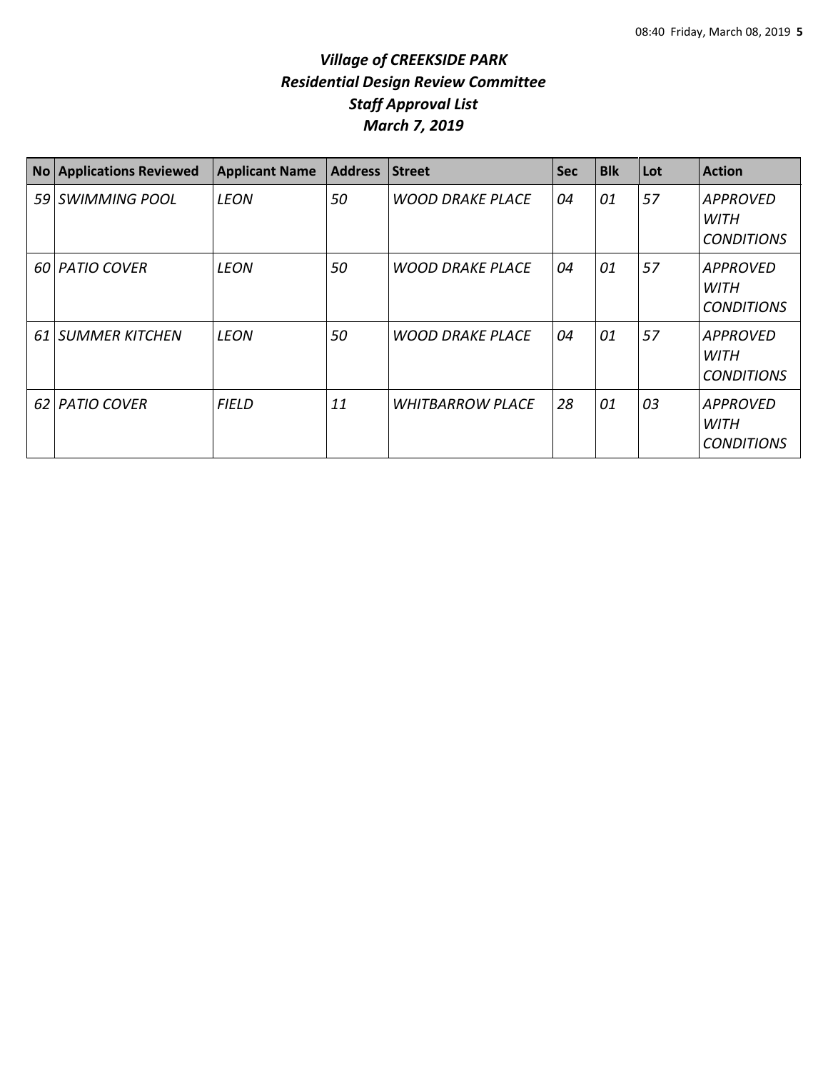# *Village of CREEKSIDE PARK*
## *Residential Design Review Committee*
## *Staff Approval List*
## *March 7, 2019*

| No | Applications Reviewed | Applicant Name | Address | Street | Sec | Blk | Lot | Action |
|---|---|---|---|---|---|---|---|---|
| *59* | *SWIMMING POOL* | *LEON* | *50* | *WOOD DRAKE PLACE* | *04* | *01* | *57* | *APPROVED WITH CONDITIONS* |
| *60* | *PATIO COVER* | *LEON* | *50* | *WOOD DRAKE PLACE* | *04* | *01* | *57* | *APPROVED WITH CONDITIONS* |
| *61* | *SUMMER KITCHEN* | *LEON* | *50* | *WOOD DRAKE PLACE* | *04* | *01* | *57* | *APPROVED WITH CONDITIONS* |
| *62* | *PATIO COVER* | *FIELD* | *11* | *WHITBARROW PLACE* | *28* | *01* | *03* | *APPROVED WITH CONDITIONS* |